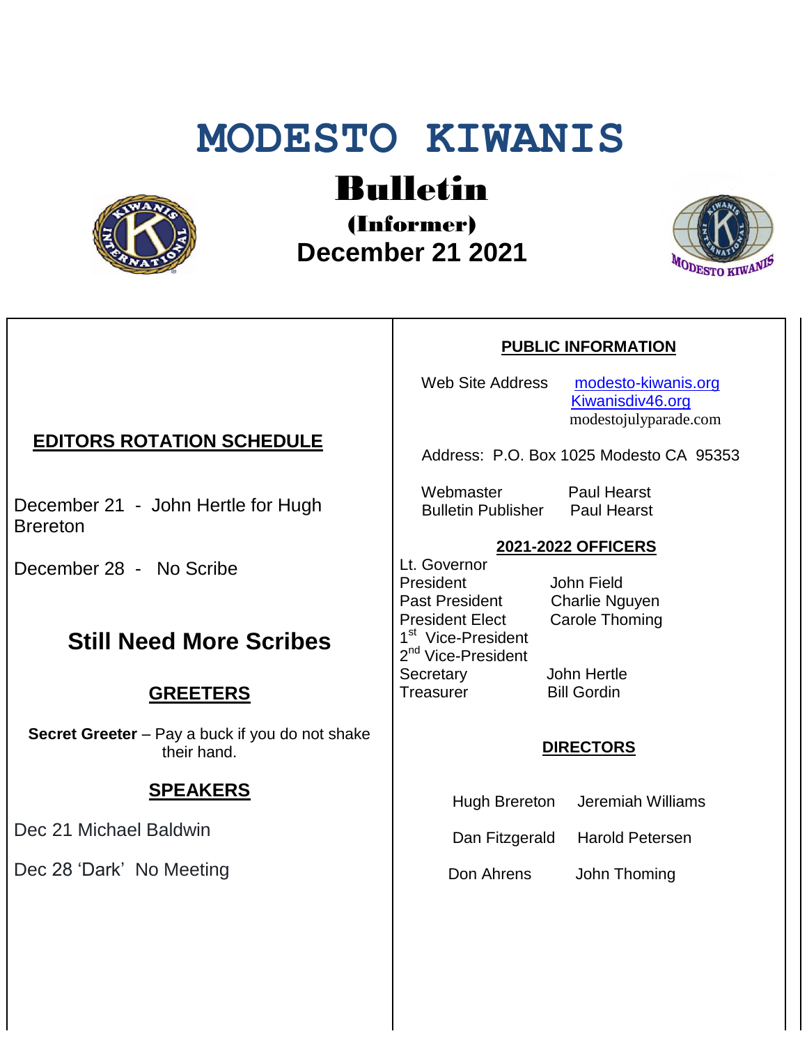# MODESTO KIWANIS

## Bulletin

### (Informer)

### December 21 2021

## EDITORS ROTATION SCHEDULE

December 21 - John Hertle for Hugh Brereton

December 28 - No Scribe

## Still Need More Scribes

## GREETERS

**Secret Greeter** – Pay a buck if you do not shake their hand.

## SPEAKERS

Dec 21 Michael Baldwin

Dec 28 'Dark' No Meeting

## PUBLIC INFORMATION

Web Site Address modesto-kiwanis.org
Kiwanisdiv46.org
modestojulyparade.com

Address: P.O. Box 1025 Modesto CA 95353

Webmaster Paul Hearst
Bulletin Publisher Paul Hearst

## 2021-2022 OFFICERS

| Office | Name |
|---|---|
| Lt. Governor | |
| President | John Field |
| Past President | Charlie Nguyen |
| President Elect | Carole Thoming |
| 1st Vice-President | |
| 2nd Vice-President | |
| Secretary | John Hertle |
| Treasurer | Bill Gordin |

## DIRECTORS

| | |
|---|---|
| Hugh Brereton | Jeremiah Williams |
| Dan Fitzgerald | Harold Petersen |
| Don Ahrens | John Thoming |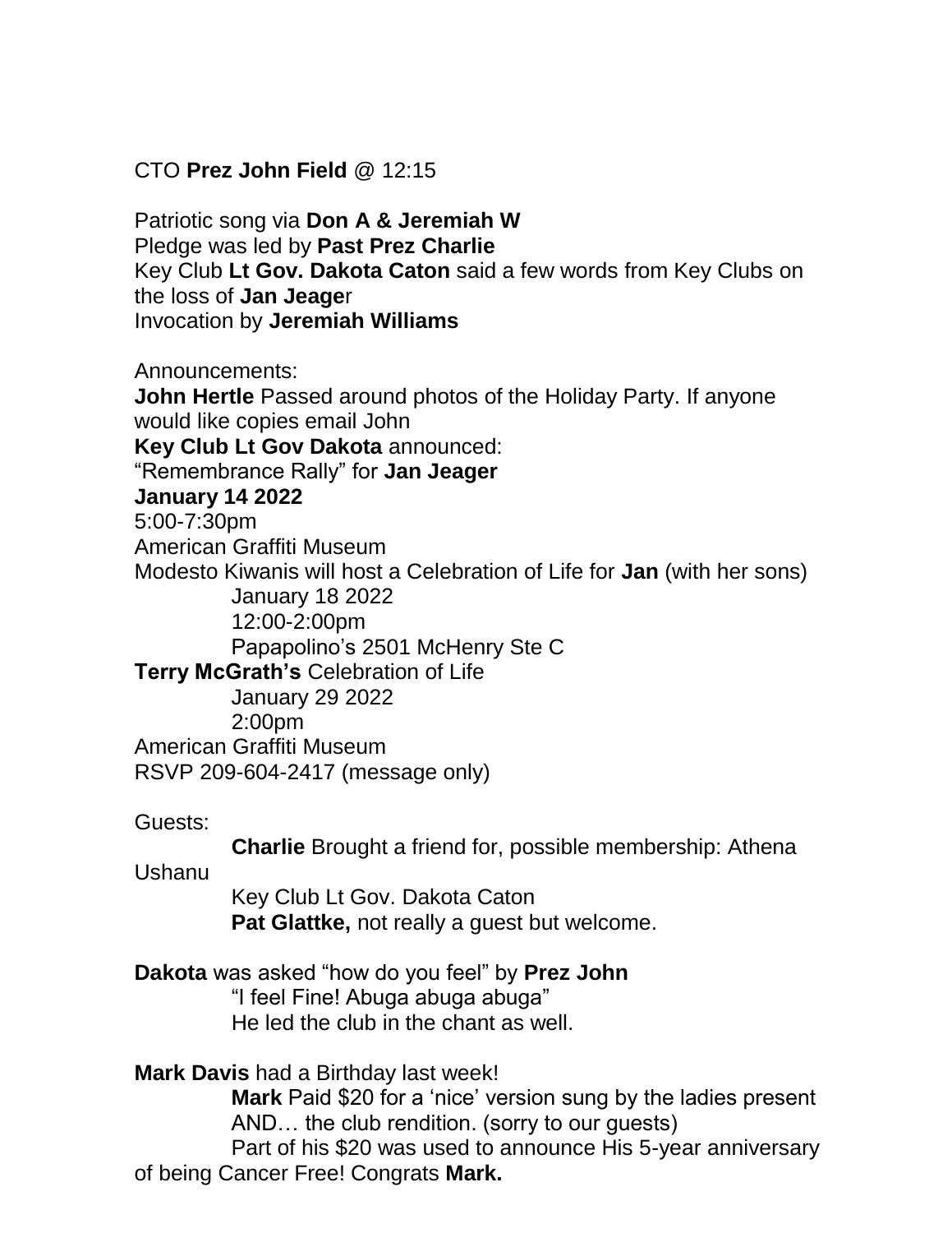CTO **Prez John Field** @ 12:15

Patriotic song via **Don A & Jeremiah W**
Pledge was led by **Past Prez Charlie**
Key Club **Lt Gov. Dakota Caton** said a few words from Key Clubs on the loss of **Jan Jeage**r
Invocation by **Jeremiah Williams**

Announcements:
**John Hertle** Passed around photos of the Holiday Party. If anyone would like copies email John
**Key Club Lt Gov Dakota** announced:
"Remembrance Rally" for **Jan Jeager**
**January 14 2022**
5:00-7:30pm
American Graffiti Museum
Modesto Kiwanis will host a Celebration of Life for **Jan** (with her sons)
    January 18 2022
    12:00-2:00pm
    Papapolino's 2501 McHenry Ste C
**Terry McGrath's** Celebration of Life
    January 29 2022
    2:00pm
American Graffiti Museum
RSVP 209-604-2417 (message only)

Guests:
    **Charlie** Brought a friend for, possible membership: Athena Ushanu
    Key Club Lt Gov. Dakota Caton
    **Pat Glattke,** not really a guest but welcome.

**Dakota** was asked "how do you feel" by **Prez John**
    "I feel Fine! Abuga abuga abuga"
    He led the club in the chant as well.

**Mark Davis** had a Birthday last week!
    **Mark** Paid $20 for a 'nice' version sung by the ladies present AND… the club rendition. (sorry to our guests)
    Part of his $20 was used to announce His 5-year anniversary of being Cancer Free! Congrats **Mark.**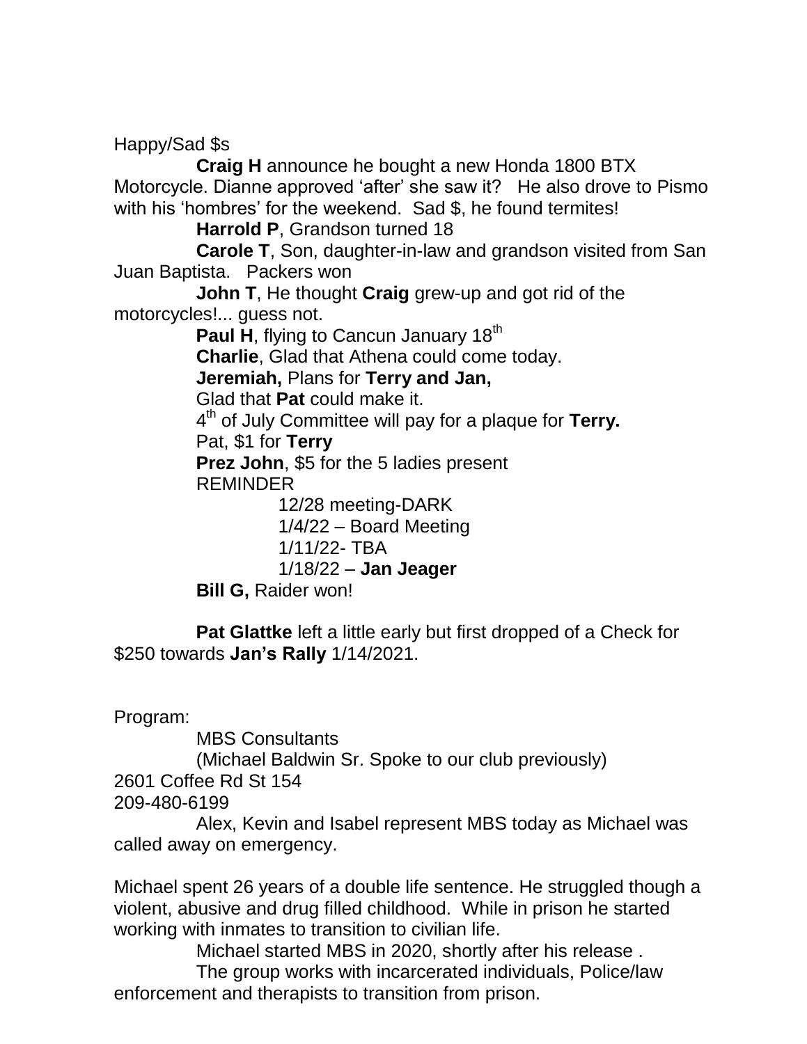Happy/Sad $s

**Craig H** announce he bought a new Honda 1800 BTX Motorcycle. Dianne approved 'after' she saw it? He also drove to Pismo with his 'hombres' for the weekend. Sad $, he found termites!

**Harrold P**, Grandson turned 18

**Carole T**, Son, daughter-in-law and grandson visited from San Juan Baptista. Packers won

**John T**, He thought **Craig** grew-up and got rid of the motorcycles!... guess not.

**Paul H**, flying to Cancun January 18th

**Charlie**, Glad that Athena could come today.

**Jeremiah,** Plans for **Terry and Jan,**

Glad that **Pat** could make it.

4th of July Committee will pay for a plaque for **Terry.**

Pat, $1 for **Terry**

**Prez John**, $5 for the 5 ladies present

REMINDER

- 12/28 meeting-DARK
- 1/4/22 – Board Meeting
- 1/11/22- TBA
- 1/18/22 – **Jan Jeager**

**Bill G,** Raider won!

**Pat Glattke** left a little early but first dropped of a Check for $250 towards **Jan's Rally** 1/14/2021.

Program:

MBS Consultants

(Michael Baldwin Sr. Spoke to our club previously)

2601 Coffee Rd St 154

209-480-6199

Alex, Kevin and Isabel represent MBS today as Michael was called away on emergency.

Michael spent 26 years of a double life sentence. He struggled though a violent, abusive and drug filled childhood. While in prison he started working with inmates to transition to civilian life.

Michael started MBS in 2020, shortly after his release .

The group works with incarcerated individuals, Police/law enforcement and therapists to transition from prison.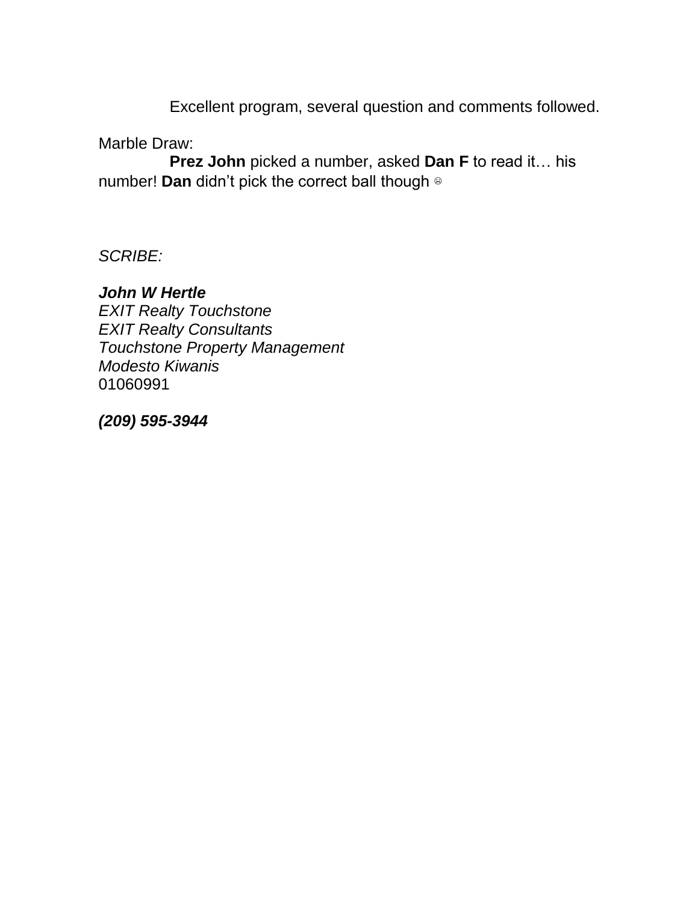Excellent program, several question and comments followed.

Marble Draw:

**Prez John** picked a number, asked **Dan F** to read it… his number! **Dan** didn't pick the correct ball though ☹

*SCRIBE:*

***John W Hertle***
*EXIT Realty Touchstone*
*EXIT Realty Consultants*
*Touchstone Property Management*
*Modesto Kiwanis*
01060991

***(209) 595-3944***